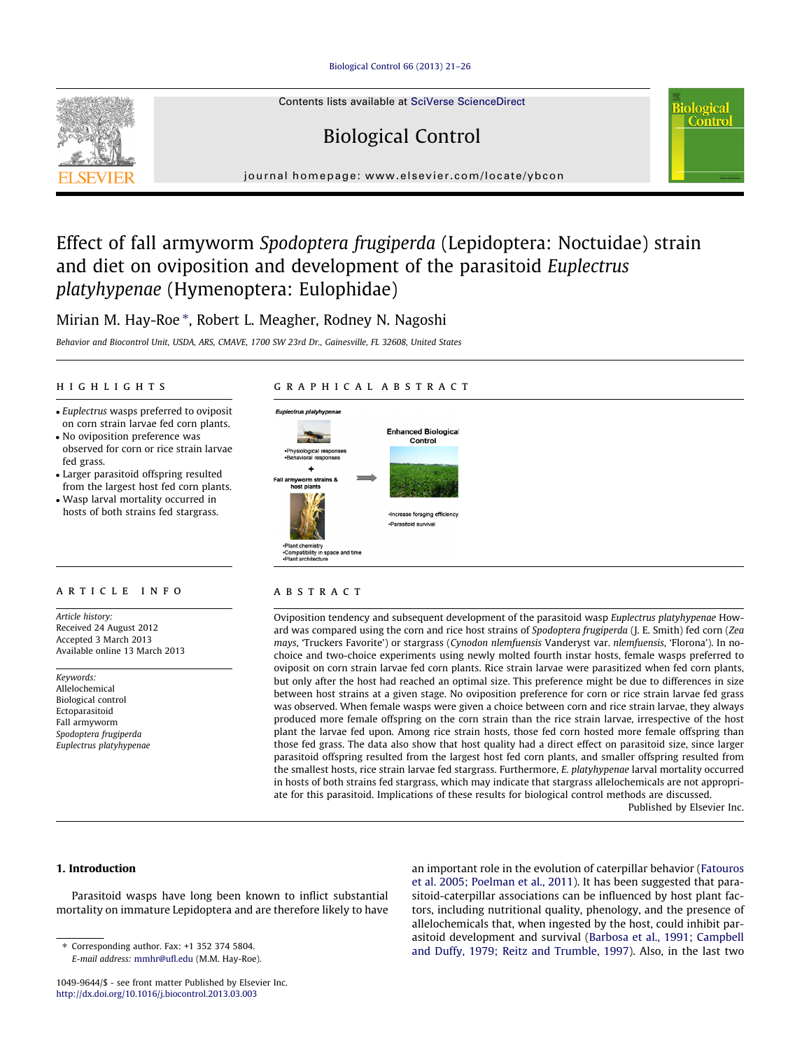Contents lists available at SciVerse ScienceDirect

# Biological Control

journal homepage: www.elsevier.com/locate/ybcon

# Effect of fall armyworm *Spodoptera frugiperda* (Lepidoptera: Noctuidae) strain and diet on oviposition and development of the parasitoid *Euplectrus platyhypenae* (Hymenoptera: Eulophidae)

Mirian M. Hay-Roe *, Robert L. Meagher, Rodney N. Nagoshi

*Behavior and Biocontrol Unit, USDA, ARS, CMAVE, 1700 SW 23rd Dr., Gainesville, FL 32608, United States*

## HIGHLIGHTS

- *Euplectrus* wasps preferred to oviposit on corn strain larvae fed corn plants.
- No oviposition preference was observed for corn or rice strain larvae fed grass.
- Larger parasitoid offspring resulted from the largest host fed corn plants.
- Wasp larval mortality occurred in hosts of both strains fed stargrass.

## GRAPHICAL ABSTRACT

Euplectrus platyhypenae

•Physiological responses
•Behavioral responses

+

Fall armyworm strains & host plants

•Plant chemistry
•Compatibility in space and time
•Plant architecture

Enhanced Biological Control

•Increase foraging efficiency
•Parasitoid survival

## ARTICLE INFO

*Article history:*
Received 24 August 2012
Accepted 3 March 2013
Available online 13 March 2013

*Keywords:*
Allelochemical
Biological control
Ectoparasitoid
Fall armyworm
*Spodoptera frugiperda*
*Euplectrus platyhypenae*

## ABSTRACT

Oviposition tendency and subsequent development of the parasitoid wasp *Euplectrus platyhypenae* Howard was compared using the corn and rice host strains of *Spodoptera frugiperda* (J. E. Smith) fed corn (*Zea mays*, 'Truckers Favorite') or stargrass (*Cynodon nlemfuensis* Vanderyst var. *nlemfuensis*, 'Florona'). In no-choice and two-choice experiments using newly molted fourth instar hosts, female wasps preferred to oviposit on corn strain larvae fed corn plants. Rice strain larvae were parasitized when fed corn plants, but only after the host had reached an optimal size. This preference might be due to differences in size between host strains at a given stage. No oviposition preference for corn or rice strain larvae fed grass was observed. When female wasps were given a choice between corn and rice strain larvae, they always produced more female offspring on the corn strain than the rice strain larvae, irrespective of the host plant the larvae fed upon. Among rice strain hosts, those fed corn hosted more female offspring than those fed grass. The data also show that host quality had a direct effect on parasitoid size, since larger parasitoid offspring resulted from the largest host fed corn plants, and smaller offspring resulted from the smallest hosts, rice strain larvae fed stargrass. Furthermore, *E. platyhypenae* larval mortality occurred in hosts of both strains fed stargrass, which may indicate that stargrass allelochemicals are not appropriate for this parasitoid. Implications of these results for biological control methods are discussed.

Published by Elsevier Inc.

## 1. Introduction

Parasitoid wasps have long been known to inflict substantial mortality on immature Lepidoptera and are therefore likely to have an important role in the evolution of caterpillar behavior (Fatouros et al. 2005; Poelman et al., 2011). It has been suggested that parasitoid-caterpillar associations can be influenced by host plant factors, including nutritional quality, phenology, and the presence of allelochemicals that, when ingested by the host, could inhibit parasitoid development and survival (Barbosa et al., 1991; Campbell and Duffy, 1979; Reitz and Trumble, 1997). Also, in the last two

* Corresponding author. Fax: +1 352 374 5804.
E-mail address: mmhr@ufl.edu (M.M. Hay-Roe).

1049-9644/$ - see front matter Published by Elsevier Inc.
http://dx.doi.org/10.1016/j.biocontrol.2013.03.003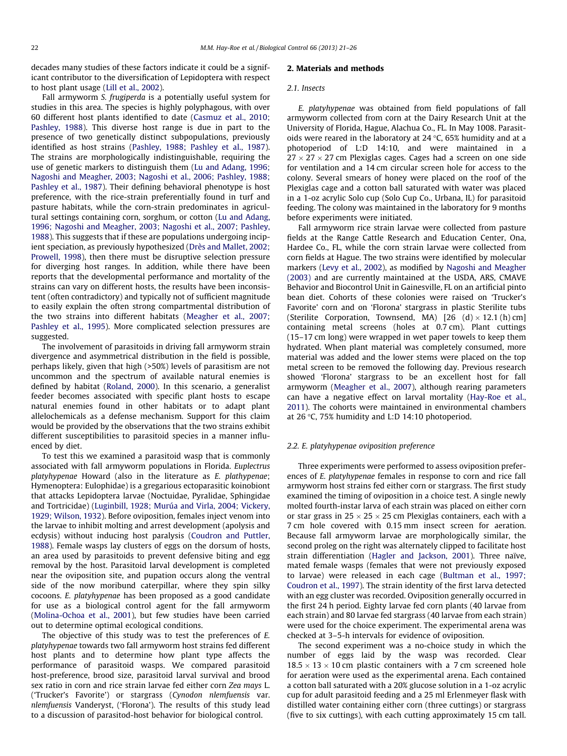decades many studies of these factors indicate it could be a significant contributor to the diversification of Lepidoptera with respect to host plant usage (Lill et al., 2002).

Fall armyworm *S. frugiperda* is a potentially useful system for studies in this area. The species is highly polyphagous, with over 60 different host plants identified to date (Casmuz et al., 2010; Pashley, 1988). This diverse host range is due in part to the presence of two genetically distinct subpopulations, previously identified as host strains (Pashley, 1988; Pashley et al., 1987). The strains are morphologically indistinguishable, requiring the use of genetic markers to distinguish them (Lu and Adang, 1996; Nagoshi and Meagher, 2003; Nagoshi et al., 2006; Pashley, 1988; Pashley et al., 1987). Their defining behavioral phenotype is host preference, with the rice-strain preferentially found in turf and pasture habitats, while the corn-strain predominates in agricultural settings containing corn, sorghum, or cotton (Lu and Adang, 1996; Nagoshi and Meagher, 2003; Nagoshi et al., 2007; Pashley, 1988). This suggests that if these are populations undergoing incipient speciation, as previously hypothesized (Drès and Mallet, 2002; Prowell, 1998), then there must be disruptive selection pressure for diverging host ranges. In addition, while there have been reports that the developmental performance and mortality of the strains can vary on different hosts, the results have been inconsistent (often contradictory) and typically not of sufficient magnitude to easily explain the often strong compartmental distribution of the two strains into different habitats (Meagher et al., 2007; Pashley et al., 1995). More complicated selection pressures are suggested.

The involvement of parasitoids in driving fall armyworm strain divergence and asymmetrical distribution in the field is possible, perhaps likely, given that high (>50%) levels of parasitism are not uncommon and the spectrum of available natural enemies is defined by habitat (Roland, 2000). In this scenario, a generalist feeder becomes associated with specific plant hosts to escape natural enemies found in other habitats or to adapt plant allelochemicals as a defense mechanism. Support for this claim would be provided by the observations that the two strains exhibit different susceptibilities to parasitoid species in a manner influenced by diet.

To test this we examined a parasitoid wasp that is commonly associated with fall armyworm populations in Florida. *Euplectrus platyhypenae* Howard (also in the literature as *E. plathypenae*; Hymenoptera: Eulophidae) is a gregarious ectoparasitic koinobiont that attacks Lepidoptera larvae (Noctuidae, Pyralidae, Sphingidae and Tortricidae) (Luginbill, 1928; Murúa and Virla, 2004; Vickery, 1929; Wilson, 1932). Before oviposition, females inject venom into the larvae to inhibit molting and arrest development (apolysis and ecdysis) without inducing host paralysis (Coudron and Puttler, 1988). Female wasps lay clusters of eggs on the dorsum of hosts, an area used by parasitoids to prevent defensive biting and egg removal by the host. Parasitoid larval development is completed near the oviposition site, and pupation occurs along the ventral side of the now moribund caterpillar, where they spin silky cocoons. *E. platyhypenae* has been proposed as a good candidate for use as a biological control agent for the fall armyworm (Molina-Ochoa et al., 2001), but few studies have been carried out to determine optimal ecological conditions.

The objective of this study was to test the preferences of *E. platyhypenae* towards two fall armyworm host strains fed different host plants and to determine how plant type affects the performance of parasitoid wasps. We compared parasitoid host-preference, brood size, parasitoid larval survival and brood sex ratio in corn and rice strain larvae fed either corn *Zea mays* L. ('Trucker's Favorite') or stargrass (*Cynodon nlemfuensis* var. *nlemfuensis* Vanderyst, ('Florona'). The results of this study lead to a discussion of parasitod-host behavior for biological control.

## 2. Materials and methods

### 2.1. Insects

*E. platyhypenae* was obtained from field populations of fall armyworm collected from corn at the Dairy Research Unit at the University of Florida, Hague, Alachua Co., FL. In May 1008. Parasitoids were reared in the laboratory at 24 °C, 65% humidity and at a photoperiod of L:D 14:10, and were maintained in a 27 × 27 × 27 cm Plexiglas cages. Cages had a screen on one side for ventilation and a 14 cm circular screen hole for access to the colony. Several smears of honey were placed on the roof of the Plexiglas cage and a cotton ball saturated with water was placed in a 1-oz acrylic Solo cup (Solo Cup Co., Urbana, IL) for parasitoid feeding. The colony was maintained in the laboratory for 9 months before experiments were initiated.

Fall armyworm rice strain larvae were collected from pasture fields at the Range Cattle Research and Education Center, Ona, Hardee Co., FL, while the corn strain larvae were collected from corn fields at Hague. The two strains were identified by molecular markers (Levy et al., 2002), as modified by Nagoshi and Meagher (2003) and are currently maintained at the USDA, ARS, CMAVE Behavior and Biocontrol Unit in Gainesville, FL on an artificial pinto bean diet. Cohorts of these colonies were raised on 'Trucker's Favorite' corn and on 'Florona' stargrass in plastic Sterilite tubs (Sterilite Corporation, Townsend, MA) [26 (d) × 12.1 (h) cm] containing metal screens (holes at 0.7 cm). Plant cuttings (15–17 cm long) were wrapped in wet paper towels to keep them hydrated. When plant material was completely consumed, more material was added and the lower stems were placed on the top metal screen to be removed the following day. Previous research showed 'Florona' stargrass to be an excellent host for fall armyworm (Meagher et al., 2007), although rearing parameters can have a negative effect on larval mortality (Hay-Roe et al., 2011). The cohorts were maintained in environmental chambers at 26 °C, 75% humidity and L:D 14:10 photoperiod.

### 2.2. *E. platyhypenae* oviposition preference

Three experiments were performed to assess oviposition preferences of *E. platyhypenae* females in response to corn and rice fall armyworm host strains fed either corn or stargrass. The first study examined the timing of oviposition in a choice test. A single newly molted fourth-instar larva of each strain was placed on either corn or star grass in 25 × 25 × 25 cm Plexiglas containers, each with a 7 cm hole covered with 0.15 mm insect screen for aeration. Because fall armyworm larvae are morphologically similar, the second proleg on the right was alternately clipped to facilitate host strain differentiation (Hagler and Jackson, 2001). Three naïve, mated female wasps (females that were not previously exposed to larvae) were released in each cage (Bultman et al., 1997; Coudron et al., 1997). The strain identity of the first larva detected with an egg cluster was recorded. Oviposition generally occurred in the first 24 h period. Eighty larvae fed corn plants (40 larvae from each strain) and 80 larvae fed stargrass (40 larvae from each strain) were used for the choice experiment. The experimental arena was checked at 3–5-h intervals for evidence of oviposition.

The second experiment was a no-choice study in which the number of eggs laid by the wasp was recorded. Clear 18.5 × 13 × 10 cm plastic containers with a 7 cm screened hole for aeration were used as the experimental arena. Each contained a cotton ball saturated with a 20% glucose solution in a 1-oz acrylic cup for adult parasitoid feeding and a 25 ml Erlenmeyer flask with distilled water containing either corn (three cuttings) or stargrass (five to six cuttings), with each cutting approximately 15 cm tall.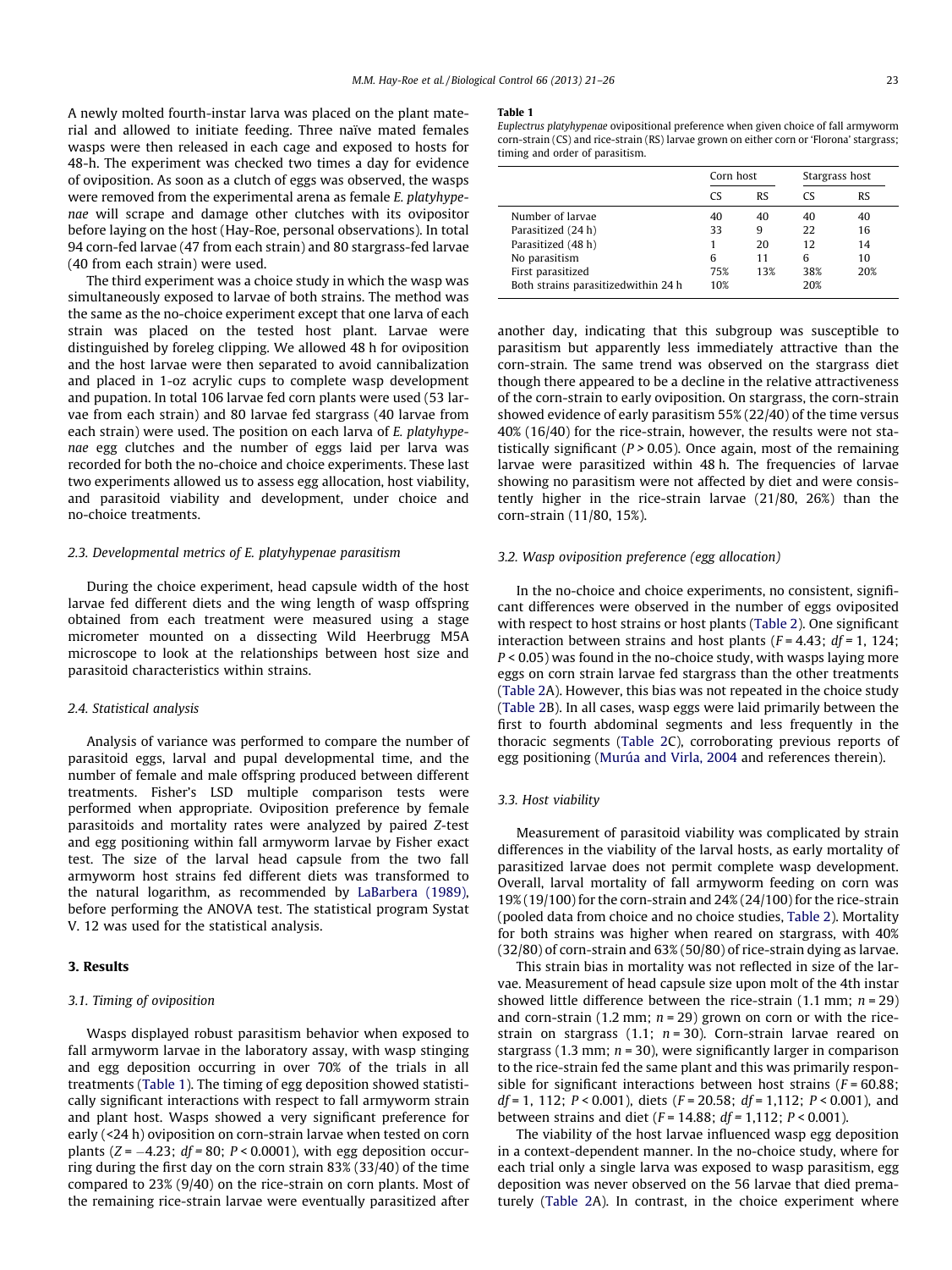A newly molted fourth-instar larva was placed on the plant material and allowed to initiate feeding. Three naïve mated females wasps were then released in each cage and exposed to hosts for 48-h. The experiment was checked two times a day for evidence of oviposition. As soon as a clutch of eggs was observed, the wasps were removed from the experimental arena as female *E. platyhypenae* will scrape and damage other clutches with its ovipositor before laying on the host (Hay-Roe, personal observations). In total 94 corn-fed larvae (47 from each strain) and 80 stargrass-fed larvae (40 from each strain) were used.

The third experiment was a choice study in which the wasp was simultaneously exposed to larvae of both strains. The method was the same as the no-choice experiment except that one larva of each strain was placed on the tested host plant. Larvae were distinguished by foreleg clipping. We allowed 48 h for oviposition and the host larvae were then separated to avoid cannibalization and placed in 1-oz acrylic cups to complete wasp development and pupation. In total 106 larvae fed corn plants were used (53 larvae from each strain) and 80 larvae fed stargrass (40 larvae from each strain) were used. The position on each larva of *E. platyhypenae* egg clutches and the number of eggs laid per larva was recorded for both the no-choice and choice experiments. These last two experiments allowed us to assess egg allocation, host viability, and parasitoid viability and development, under choice and no-choice treatments.

### 2.3. Developmental metrics of *E. platyhypenae* parasitism

During the choice experiment, head capsule width of the host larvae fed different diets and the wing length of wasp offspring obtained from each treatment were measured using a stage micrometer mounted on a dissecting Wild Heerbrugg M5A microscope to look at the relationships between host size and parasitoid characteristics within strains.

### 2.4. Statistical analysis

Analysis of variance was performed to compare the number of parasitoid eggs, larval and pupal developmental time, and the number of female and male offspring produced between different treatments. Fisher's LSD multiple comparison tests were performed when appropriate. Oviposition preference by female parasitoids and mortality rates were analyzed by paired *Z*-test and egg positioning within fall armyworm larvae by Fisher exact test. The size of the larval head capsule from the two fall armyworm host strains fed different diets was transformed to the natural logarithm, as recommended by LaBarbera (1989), before performing the ANOVA test. The statistical program Systat V. 12 was used for the statistical analysis.

## 3. Results

### 3.1. Timing of oviposition

Wasps displayed robust parasitism behavior when exposed to fall armyworm larvae in the laboratory assay, with wasp stinging and egg deposition occurring in over 70% of the trials in all treatments (Table 1). The timing of egg deposition showed statistically significant interactions with respect to fall armyworm strain and plant host. Wasps showed a very significant preference for early (<24 h) oviposition on corn-strain larvae when tested on corn plants ($Z = -4.23$; $df = 80$; $P < 0.0001$), with egg deposition occurring during the first day on the corn strain 83% (33/40) of the time compared to 23% (9/40) on the rice-strain on corn plants. Most of the remaining rice-strain larvae were eventually parasitized after another day, indicating that this subgroup was susceptible to parasitism but apparently less immediately attractive than the corn-strain. The same trend was observed on the stargrass diet though there appeared to be a decline in the relative attractiveness of the corn-strain to early oviposition. On stargrass, the corn-strain showed evidence of early parasitism 55% (22/40) of the time versus 40% (16/40) for the rice-strain, however, the results were not statistically significant ($P > 0.05$). Once again, most of the remaining larvae were parasitized within 48 h. The frequencies of larvae showing no parasitism were not affected by diet and were consistently higher in the rice-strain larvae (21/80, 26%) than the corn-strain (11/80, 15%).

**Table 1**
*Euplectrus platyhypenae* ovipositional preference when given choice of fall armyworm corn-strain (CS) and rice-strain (RS) larvae grown on either corn or 'Florona' stargrass; timing and order of parasitism.

| | Corn host | | Stargrass host | |
|---|---|---|---|---|
| | CS | RS | CS | RS |
| Number of larvae | 40 | 40 | 40 | 40 |
| Parasitized (24 h) | 33 | 9 | 22 | 16 |
| Parasitized (48 h) | 1 | 20 | 12 | 14 |
| No parasitism | 6 | 11 | 6 | 10 |
| First parasitized | 75% | 13% | 38% | 20% |
| Both strains parasitizedwithin 24 h | 10% | | 20% | |

### 3.2. Wasp oviposition preference (egg allocation)

In the no-choice and choice experiments, no consistent, significant differences were observed in the number of eggs oviposited with respect to host strains or host plants (Table 2). One significant interaction between strains and host plants ($F = 4.43$; $df = 1, 124$; $P < 0.05$) was found in the no-choice study, with wasps laying more eggs on corn strain larvae fed stargrass than the other treatments (Table 2A). However, this bias was not repeated in the choice study (Table 2B). In all cases, wasp eggs were laid primarily between the first to fourth abdominal segments and less frequently in the thoracic segments (Table 2C), corroborating previous reports of egg positioning (Murúa and Virla, 2004 and references therein).

### 3.3. Host viability

Measurement of parasitoid viability was complicated by strain differences in the viability of the larval hosts, as early mortality of parasitized larvae does not permit complete wasp development. Overall, larval mortality of fall armyworm feeding on corn was 19% (19/100) for the corn-strain and 24% (24/100) for the rice-strain (pooled data from choice and no choice studies, Table 2). Mortality for both strains was higher when reared on stargrass, with 40% (32/80) of corn-strain and 63% (50/80) of rice-strain dying as larvae.

This strain bias in mortality was not reflected in size of the larvae. Measurement of head capsule size upon molt of the 4th instar showed little difference between the rice-strain (1.1 mm; $n = 29$) and corn-strain (1.2 mm; $n = 29$) grown on corn or with the rice-strain on stargrass (1.1; $n = 30$). Corn-strain larvae reared on stargrass (1.3 mm; $n = 30$), were significantly larger in comparison to the rice-strain fed the same plant and this was primarily responsible for significant interactions between host strains ($F = 60.88$; $df = 1, 112$; $P < 0.001$), diets ($F = 20.58$; $df = 1,112$; $P < 0.001$), and between strains and diet ($F = 14.88$; $df = 1,112$; $P < 0.001$).

The viability of the host larvae influenced wasp egg deposition in a context-dependent manner. In the no-choice study, where for each trial only a single larva was exposed to wasp parasitism, egg deposition was never observed on the 56 larvae that died prematurely (Table 2A). In contrast, in the choice experiment where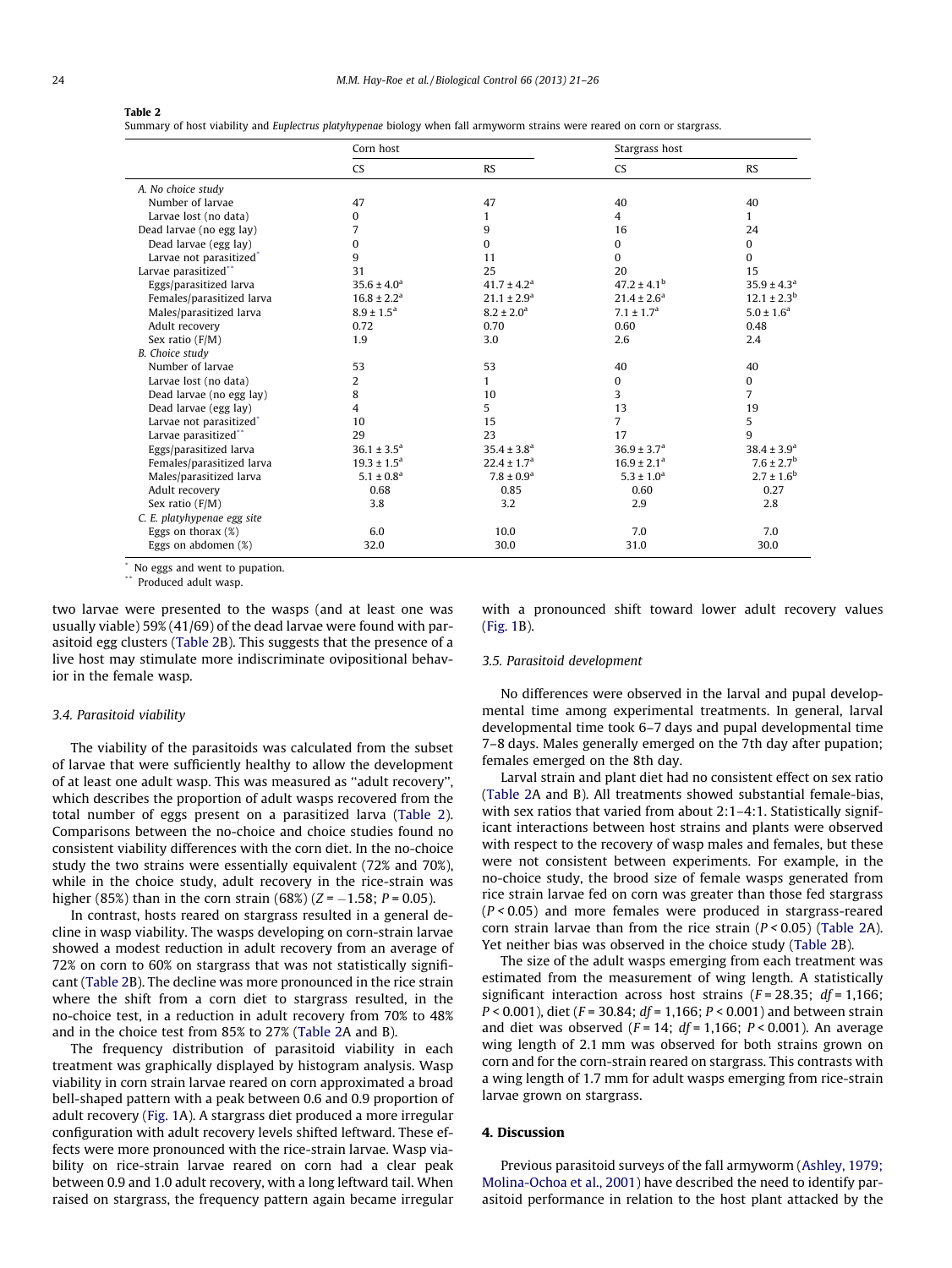**Table 2**
Summary of host viability and *Euplectrus platyhypenae* biology when fall armyworm strains were reared on corn or stargrass.

| | Corn host | | Stargrass host | |
|---|---|---|---|---|
| | CS | RS | CS | RS |
| *A. No choice study* | | | | |
| Number of larvae | 47 | 47 | 40 | 40 |
| Larvae lost (no data) | 0 | 1 | 4 | 1 |
| Dead larvae (no egg lay) | 7 | 9 | 16 | 24 |
| Dead larvae (egg lay) | 0 | 0 | 0 | 0 |
| Larvae not parasitized* | 9 | 11 | 0 | 0 |
| Larvae parasitized** | 31 | 25 | 20 | 15 |
| Eggs/parasitized larva | 35.6 ± 4.0[a] | 41.7 ± 4.2[a] | 47.2 ± 4.1[b] | 35.9 ± 4.3[a] |
| Females/parasitized larva | 16.8 ± 2.2[a] | 21.1 ± 2.9[a] | 21.4 ± 2.6[a] | 12.1 ± 2.3[b] |
| Males/parasitized larva | 8.9 ± 1.5[a] | 8.2 ± 2.0[a] | 7.1 ± 1.7[a] | 5.0 ± 1.6[a] |
| Adult recovery | 0.72 | 0.70 | 0.60 | 0.48 |
| Sex ratio (F/M) | 1.9 | 3.0 | 2.6 | 2.4 |
| *B. Choice study* | | | | |
| Number of larvae | 53 | 53 | 40 | 40 |
| Larvae lost (no data) | 2 | 1 | 0 | 0 |
| Dead larvae (no egg lay) | 8 | 10 | 3 | 7 |
| Dead larvae (egg lay) | 4 | 5 | 13 | 19 |
| Larvae not parasitized* | 10 | 15 | 7 | 5 |
| Larvae parasitized** | 29 | 23 | 17 | 9 |
| Eggs/parasitized larva | 36.1 ± 3.5[a] | 35.4 ± 3.8[a] | 36.9 ± 3.7[a] | 38.4 ± 3.9[a] |
| Females/parasitized larva | 19.3 ± 1.5[a] | 22.4 ± 1.7[a] | 16.9 ± 2.1[a] | 7.6 ± 2.7[b] |
| Males/parasitized larva | 5.1 ± 0.8[a] | 7.8 ± 0.9[a] | 5.3 ± 1.0[a] | 2.7 ± 1.6[b] |
| Adult recovery | 0.68 | 0.85 | 0.60 | 0.27 |
| Sex ratio (F/M) | 3.8 | 3.2 | 2.9 | 2.8 |
| *C. E. platyhypenae egg site* | | | | |
| Eggs on thorax (%) | 6.0 | 10.0 | 7.0 | 7.0 |
| Eggs on abdomen (%) | 32.0 | 30.0 | 31.0 | 30.0 |

\* No eggs and went to pupation.
\*\* Produced adult wasp.

two larvae were presented to the wasps (and at least one was usually viable) 59% (41/69) of the dead larvae were found with parasitoid egg clusters (Table 2B). This suggests that the presence of a live host may stimulate more indiscriminate ovipositional behavior in the female wasp.

### 3.4. Parasitoid viability

The viability of the parasitoids was calculated from the subset of larvae that were sufficiently healthy to allow the development of at least one adult wasp. This was measured as "adult recovery", which describes the proportion of adult wasps recovered from the total number of eggs present on a parasitized larva (Table 2). Comparisons between the no-choice and choice studies found no consistent viability differences with the corn diet. In the no-choice study the two strains were essentially equivalent (72% and 70%), while in the choice study, adult recovery in the rice-strain was higher (85%) than in the corn strain (68%) ($Z = -1.58$; $P = 0.05$).

In contrast, hosts reared on stargrass resulted in a general decline in wasp viability. The wasps developing on corn-strain larvae showed a modest reduction in adult recovery from an average of 72% on corn to 60% on stargrass that was not statistically significant (Table 2B). The decline was more pronounced in the rice strain where the shift from a corn diet to stargrass resulted, in the no-choice test, in a reduction in adult recovery from 70% to 48% and in the choice test from 85% to 27% (Table 2A and B).

The frequency distribution of parasitoid viability in each treatment was graphically displayed by histogram analysis. Wasp viability in corn strain larvae reared on corn approximated a broad bell-shaped pattern with a peak between 0.6 and 0.9 proportion of adult recovery (Fig. 1A). A stargrass diet produced a more irregular configuration with adult recovery levels shifted leftward. These effects were more pronounced with the rice-strain larvae. Wasp viability on rice-strain larvae reared on corn had a clear peak between 0.9 and 1.0 adult recovery, with a long leftward tail. When raised on stargrass, the frequency pattern again became irregular with a pronounced shift toward lower adult recovery values (Fig. 1B).

### 3.5. Parasitoid development

No differences were observed in the larval and pupal developmental time among experimental treatments. In general, larval developmental time took 6–7 days and pupal developmental time 7–8 days. Males generally emerged on the 7th day after pupation; females emerged on the 8th day.

Larval strain and plant diet had no consistent effect on sex ratio (Table 2A and B). All treatments showed substantial female-bias, with sex ratios that varied from about 2:1–4:1. Statistically significant interactions between host strains and plants were observed with respect to the recovery of wasp males and females, but these were not consistent between experiments. For example, in the no-choice study, the brood size of female wasps generated from rice strain larvae fed on corn was greater than those fed stargrass ($P < 0.05$) and more females were produced in stargrass-reared corn strain larvae than from the rice strain ($P < 0.05$) (Table 2A). Yet neither bias was observed in the choice study (Table 2B).

The size of the adult wasps emerging from each treatment was estimated from the measurement of wing length. A statistically significant interaction across host strains ($F = 28.35$; $df = 1,166$; $P < 0.001$), diet ($F = 30.84$; $df = 1,166$; $P < 0.001$) and between strain and diet was observed ($F = 14$; $df = 1,166$; $P < 0.001$). An average wing length of 2.1 mm was observed for both strains grown on corn and for the corn-strain reared on stargrass. This contrasts with a wing length of 1.7 mm for adult wasps emerging from rice-strain larvae grown on stargrass.

## 4. Discussion

Previous parasitoid surveys of the fall armyworm (Ashley, 1979; Molina-Ochoa et al., 2001) have described the need to identify parasitoid performance in relation to the host plant attacked by the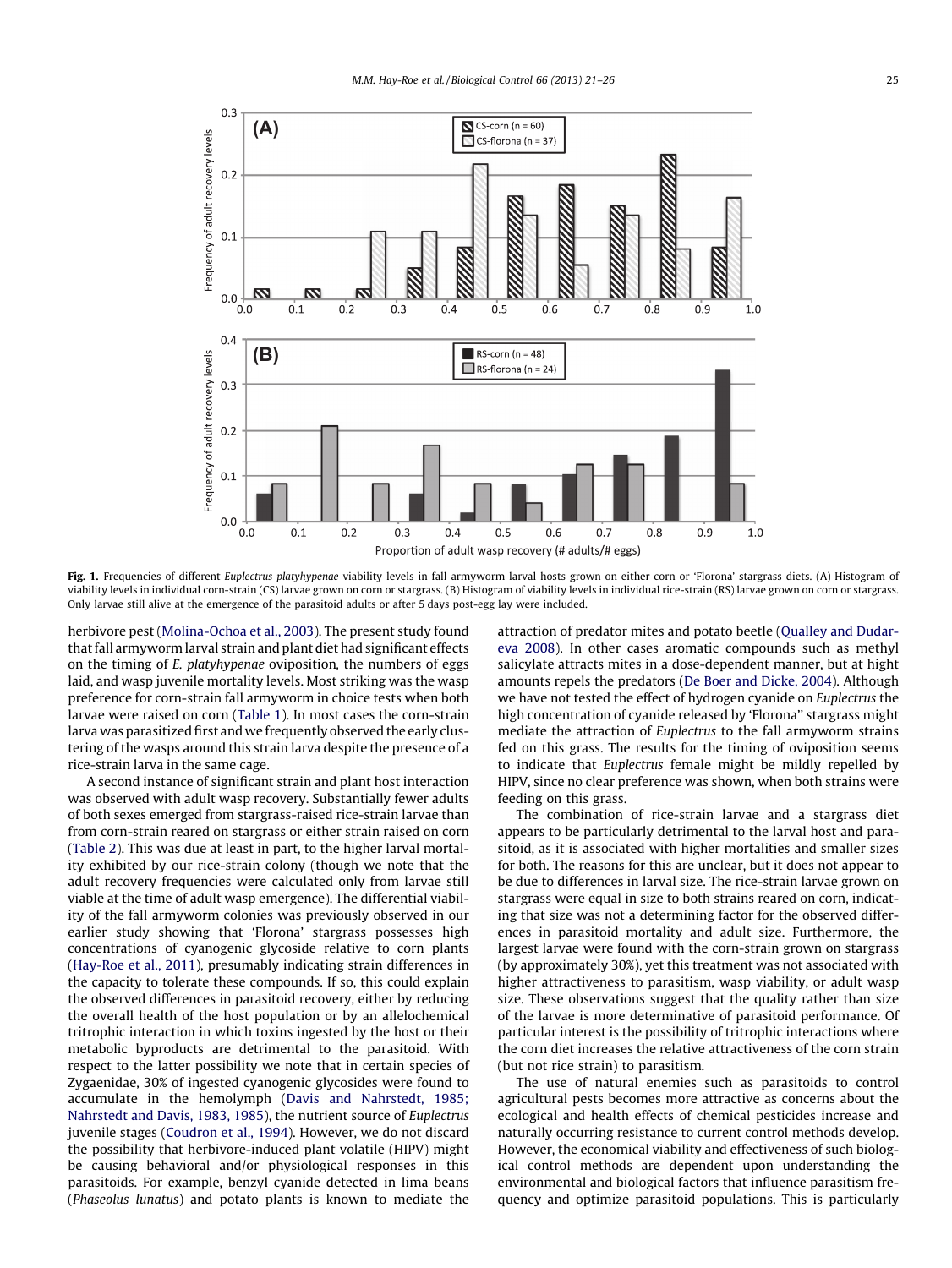(A)

CS-corn (n = 60)
CS-florona (n = 37)

Frequency of adult recovery levels

0.0 0.1 0.2 0.3

0.0 0.1 0.2 0.3 0.4 0.5 0.6 0.7 0.8 0.9 1.0

(B)

RS-corn (n = 48)
RS-florona (n = 24)

Frequency of adult recovery levels

0.0 0.1 0.2 0.3 0.4

0.0 0.1 0.2 0.3 0.4 0.5 0.6 0.7 0.8 0.9 1.0

Proportion of adult wasp recovery (# adults/# eggs)

**Fig. 1.** Frequencies of different *Euplectrus platyhypenae* viability levels in fall armyworm larval hosts grown on either corn or 'Florona' stargrass diets. (A) Histogram of viability levels in individual corn-strain (CS) larvae grown on corn or stargrass. (B) Histogram of viability levels in individual rice-strain (RS) larvae grown on corn or stargrass. Only larvae still alive at the emergence of the parasitoid adults or after 5 days post-egg lay were included.

herbivore pest (Molina-Ochoa et al., 2003). The present study found that fall armyworm larval strain and plant diet had significant effects on the timing of *E. platyhypenae* oviposition, the numbers of eggs laid, and wasp juvenile mortality levels. Most striking was the wasp preference for corn-strain fall armyworm in choice tests when both larvae were raised on corn (Table 1). In most cases the corn-strain larva was parasitized first and we frequently observed the early clustering of the wasps around this strain larva despite the presence of a rice-strain larva in the same cage.

A second instance of significant strain and plant host interaction was observed with adult wasp recovery. Substantially fewer adults of both sexes emerged from stargrass-raised rice-strain larvae than from corn-strain reared on stargrass or either strain raised on corn (Table 2). This was due at least in part, to the higher larval mortality exhibited by our rice-strain colony (though we note that the adult recovery frequencies were calculated only from larvae still viable at the time of adult wasp emergence). The differential viability of the fall armyworm colonies was previously observed in our earlier study showing that 'Florona' stargrass possesses high concentrations of cyanogenic glycoside relative to corn plants (Hay-Roe et al., 2011), presumably indicating strain differences in the capacity to tolerate these compounds. If so, this could explain the observed differences in parasitoid recovery, either by reducing the overall health of the host population or by an allelochemical tritrophic interaction in which toxins ingested by the host or their metabolic byproducts are detrimental to the parasitoid. With respect to the latter possibility we note that in certain species of Zygaenidae, 30% of ingested cyanogenic glycosides were found to accumulate in the hemolymph (Davis and Nahrstedt, 1985; Nahrstedt and Davis, 1983, 1985), the nutrient source of *Euplectrus* juvenile stages (Coudron et al., 1994). However, we do not discard the possibility that herbivore-induced plant volatile (HIPV) might be causing behavioral and/or physiological responses in this parasitoids. For example, benzyl cyanide detected in lima beans (*Phaseolus lunatus*) and potato plants is known to mediate the attraction of predator mites and potato beetle (Qualley and Dudareva 2008). In other cases aromatic compounds such as methyl salicylate attracts mites in a dose-dependent manner, but at hight amounts repels the predators (De Boer and Dicke, 2004). Although we have not tested the effect of hydrogen cyanide on *Euplectrus* the high concentration of cyanide released by 'Florona" stargrass might mediate the attraction of *Euplectrus* to the fall armyworm strains fed on this grass. The results for the timing of oviposition seems to indicate that *Euplectrus* female might be mildly repelled by HIPV, since no clear preference was shown, when both strains were feeding on this grass.

The combination of rice-strain larvae and a stargrass diet appears to be particularly detrimental to the larval host and parasitoid, as it is associated with higher mortalities and smaller sizes for both. The reasons for this are unclear, but it does not appear to be due to differences in larval size. The rice-strain larvae grown on stargrass were equal in size to both strains reared on corn, indicating that size was not a determining factor for the observed differences in parasitoid mortality and adult size. Furthermore, the largest larvae were found with the corn-strain grown on stargrass (by approximately 30%), yet this treatment was not associated with higher attractiveness to parasitism, wasp viability, or adult wasp size. These observations suggest that the quality rather than size of the larvae is more determinative of parasitoid performance. Of particular interest is the possibility of tritrophic interactions where the corn diet increases the relative attractiveness of the corn strain (but not rice strain) to parasitism.

The use of natural enemies such as parasitoids to control agricultural pests becomes more attractive as concerns about the ecological and health effects of chemical pesticides increase and naturally occurring resistance to current control methods develop. However, the economical viability and effectiveness of such biological control methods are dependent upon understanding the environmental and biological factors that influence parasitism frequency and optimize parasitoid populations. This is particularly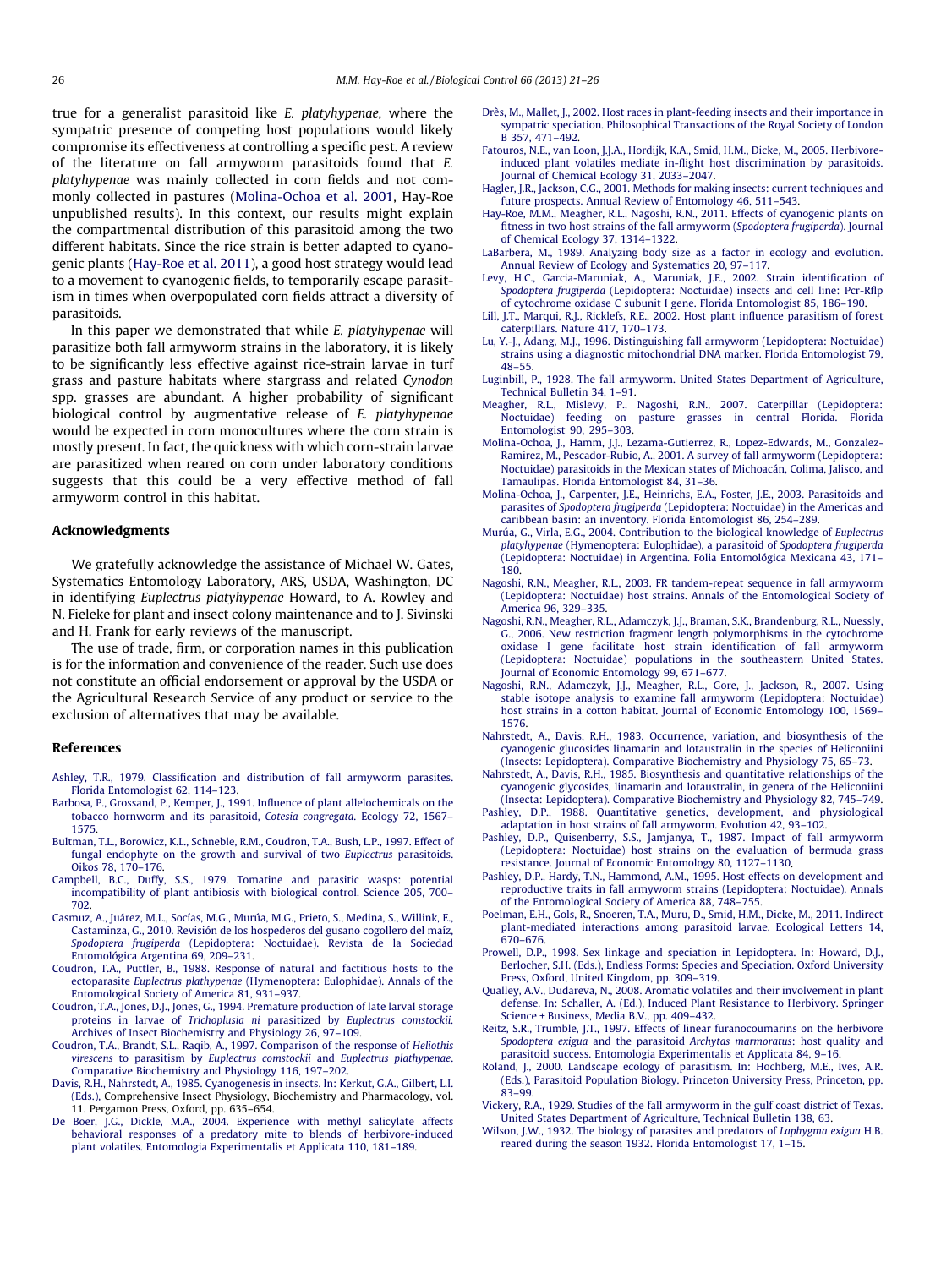true for a generalist parasitoid like *E. platyhypenae*, where the sympatric presence of competing host populations would likely compromise its effectiveness at controlling a specific pest. A review of the literature on fall armyworm parasitoids found that *E. platyhypenae* was mainly collected in corn fields and not commonly collected in pastures (Molina-Ochoa et al. 2001, Hay-Roe unpublished results). In this context, our results might explain the compartmental distribution of this parasitoid among the two different habitats. Since the rice strain is better adapted to cyanogenic plants (Hay-Roe et al. 2011), a good host strategy would lead to a movement to cyanogenic fields, to temporarily escape parasitism in times when overpopulated corn fields attract a diversity of parasitoids.

In this paper we demonstrated that while *E. platyhypenae* will parasitize both fall armyworm strains in the laboratory, it is likely to be significantly less effective against rice-strain larvae in turf grass and pasture habitats where stargrass and related *Cynodon* spp. grasses are abundant. A higher probability of significant biological control by augmentative release of *E. platyhypenae* would be expected in corn monocultures where the corn strain is mostly present. In fact, the quickness with which corn-strain larvae are parasitized when reared on corn under laboratory conditions suggests that this could be a very effective method of fall armyworm control in this habitat.

## Acknowledgments

We gratefully acknowledge the assistance of Michael W. Gates, Systematics Entomology Laboratory, ARS, USDA, Washington, DC in identifying *Euplectrus platyhypenae* Howard, to A. Rowley and N. Fieleke for plant and insect colony maintenance and to J. Sivinski and H. Frank for early reviews of the manuscript.

The use of trade, firm, or corporation names in this publication is for the information and convenience of the reader. Such use does not constitute an official endorsement or approval by the USDA or the Agricultural Research Service of any product or service to the exclusion of alternatives that may be available.

## References

Ashley, T.R., 1979. Classification and distribution of fall armyworm parasites. Florida Entomologist 62, 114–123.

Barbosa, P., Grossand, P., Kemper, J., 1991. Influence of plant allelochemicals on the tobacco hornworm and its parasitoid, *Cotesia congregata*. Ecology 72, 1567–1575.

Bultman, T.L., Borowicz, K.L., Schneble, R.M., Coudron, T.A., Bush, L.P., 1997. Effect of fungal endophyte on the growth and survival of two *Euplectrus* parasitoids. Oikos 78, 170–176.

Campbell, B.C., Duffy, S.S., 1979. Tomatine and parasitic wasps: potential incompatibility of plant antibiosis with biological control. Science 205, 700–702.

Casmuz, A., Juárez, M.L., Socías, M.G., Murúa, M.G., Prieto, S., Medina, S., Willink, E., Castaminza, G., 2010. Revisión de los hospederos del gusano cogollero del maíz, *Spodoptera frugiperda* (Lepidoptera: Noctuidae). Revista de la Sociedad Entomológica Argentina 69, 209–231.

Coudron, T.A., Puttler, B., 1988. Response of natural and factitious hosts to the ectoparasite *Euplectrus plathypenae* (Hymenoptera: Eulophidae). Annals of the Entomological Society of America 81, 931–937.

Coudron, T.A., Jones, D.J., Jones, G., 1994. Premature production of late larval storage proteins in larvae of *Trichoplusia ni* parasitized by *Euplectrus comstockii*. Archives of Insect Biochemistry and Physiology 26, 97–109.

Coudron, T.A., Brandt, S.L., Raqib, A., 1997. Comparison of the response of *Heliothis virescens* to parasitism by *Euplectrus comstockii* and *Euplectrus plathypenae*. Comparative Biochemistry and Physiology 116, 197–202.

Davis, R.H., Nahrstedt, A., 1985. Cyanogenesis in insects. In: Kerkut, G.A., Gilbert, L.I. (Eds.), Comprehensive Insect Physiology, Biochemistry and Pharmacology, vol. 11. Pergamon Press, Oxford, pp. 635–654.

De Boer, J.G., Dickle, M.A., 2004. Experience with methyl salicylate affects behavioral responses of a predatory mite to blends of herbivore-induced plant volatiles. Entomologia Experimentalis et Applicata 110, 181–189.

Drès, M., Mallet, J., 2002. Host races in plant-feeding insects and their importance in sympatric speciation. Philosophical Transactions of the Royal Society of London B 357, 471–492.

Fatouros, N.E., van Loon, J.J.A., Hordijk, K.A., Smid, H.M., Dicke, M., 2005. Herbivore-induced plant volatiles mediate in-flight host discrimination by parasitoids. Journal of Chemical Ecology 31, 2033–2047.

Hagler, J.R., Jackson, C.G., 2001. Methods for making insects: current techniques and future prospects. Annual Review of Entomology 46, 511–543.

Hay-Roe, M.M., Meagher, R.L., Nagoshi, R.N., 2011. Effects of cyanogenic plants on fitness in two host strains of the fall armyworm (*Spodoptera frugiperda*). Journal of Chemical Ecology 37, 1314–1322.

LaBarbera, M., 1989. Analyzing body size as a factor in ecology and evolution. Annual Review of Ecology and Systematics 20, 97–117.

Levy, H.C., Garcia-Maruniak, A., Maruniak, J.E., 2002. Strain identification of *Spodoptera frugiperda* (Lepidoptera: Noctuidae) insects and cell line: Pcr-Rflp of cytochrome oxidase C subunit I gene. Florida Entomologist 85, 186–190.

Lill, J.T., Marqui, R.J., Ricklefs, R.E., 2002. Host plant influence parasitism of forest caterpillars. Nature 417, 170–173.

Lu, Y.-J., Adang, M.J., 1996. Distinguishing fall armyworm (Lepidoptera: Noctuidae) strains using a diagnostic mitochondrial DNA marker. Florida Entomologist 79, 48–55.

Luginbill, P., 1928. The fall armyworm. United States Department of Agriculture, Technical Bulletin 34, 1–91.

Meagher, R.L., Mislevy, P., Nagoshi, R.N., 2007. Caterpillar (Lepidoptera: Noctuidae) feeding on pasture grasses in central Florida. Florida Entomologist 90, 295–303.

Molina-Ochoa, J., Hamm, J.J., Lezama-Gutierrez, R., Lopez-Edwards, M., Gonzalez-Ramirez, M., Pescador-Rubio, A., 2001. A survey of fall armyworm (Lepidoptera: Noctuidae) parasitoids in the Mexican states of Michoacán, Colima, Jalisco, and Tamaulipas. Florida Entomologist 84, 31–36.

Molina-Ochoa, J., Carpenter, J.E., Heinrichs, E.A., Foster, J.E., 2003. Parasitoids and parasites of *Spodoptera frugiperda* (Lepidoptera: Noctuidae) in the Americas and caribbean basin: an inventory. Florida Entomologist 86, 254–289.

Murúa, G., Virla, E.G., 2004. Contribution to the biological knowledge of *Euplectrus platyhypenae* (Hymenoptera: Eulophidae), a parasitoid of *Spodoptera frugiperda* (Lepidoptera: Noctuidae) in Argentina. Folia Entomológica Mexicana 43, 171–180.

Nagoshi, R.N., Meagher, R.L., 2003. FR tandem-repeat sequence in fall armyworm (Lepidoptera: Noctuidae) host strains. Annals of the Entomological Society of America 96, 329–335.

Nagoshi, R.N., Meagher, R.L., Adamczyk, J.J., Braman, S.K., Brandenburg, R.L., Nuessly, G., 2006. New restriction fragment length polymorphisms in the cytochrome oxidase I gene facilitate host strain identification of fall armyworm (Lepidoptera: Noctuidae) populations in the southeastern United States. Journal of Economic Entomology 99, 671–677.

Nagoshi, R.N., Adamczyk, J.J., Meagher, R.L., Gore, J., Jackson, R., 2007. Using stable isotope analysis to examine fall armyworm (Lepidoptera: Noctuidae) host strains in a cotton habitat. Journal of Economic Entomology 100, 1569–1576.

Nahrstedt, A., Davis, R.H., 1983. Occurrence, variation, and biosynthesis of the cyanogenic glucosides linamarin and lotaustralin in the species of Heliconiini (Insects: Lepidoptera). Comparative Biochemistry and Physiology 75, 65–73.

Nahrstedt, A., Davis, R.H., 1985. Biosynthesis and quantitative relationships of the cyanogenic glycosides, linamarin and lotaustralin, in genera of the Heliconiini (Insecta: Lepidoptera). Comparative Biochemistry and Physiology 82, 745–749.

Pashley, D.P., 1988. Quantitative genetics, development, and physiological adaptation in host strains of fall armyworm. Evolution 42, 93–102.

Pashley, D.P., Quisenberry, S.S., Jamjanya, T., 1987. Impact of fall armyworm (Lepidoptera: Noctuidae) host strains on the evaluation of bermuda grass resistance. Journal of Economic Entomology 80, 1127–1130.

Pashley, D.P., Hardy, T.N., Hammond, A.M., 1995. Host effects on development and reproductive traits in fall armyworm strains (Lepidoptera: Noctuidae). Annals of the Entomological Society of America 88, 748–755.

Poelman, E.H., Gols, R., Snoeren, T.A., Muru, D., Smid, H.M., Dicke, M., 2011. Indirect plant-mediated interactions among parasitoid larvae. Ecological Letters 14, 670–676.

Prowell, D.P., 1998. Sex linkage and speciation in Lepidoptera. In: Howard, D.J., Berlocher, S.H. (Eds.), Endless Forms: Species and Speciation. Oxford University Press, Oxford, United Kingdom, pp. 309–319.

Qualley, A.V., Dudareva, N., 2008. Aromatic volatiles and their involvement in plant defense. In: Schaller, A. (Ed.), Induced Plant Resistance to Herbivory. Springer Science + Business, Media B.V., pp. 409–432.

Reitz, S.R., Trumble, J.T., 1997. Effects of linear furanocoumarins on the herbivore *Spodoptera exigua* and the parasitoid *Archytas marmoratus*: host quality and parasitoid success. Entomologia Experimentalis et Applicata 84, 9–16.

Roland, J., 2000. Landscape ecology of parasitism. In: Hochberg, M.E., Ives, A.R. (Eds.), Parasitoid Population Biology. Princeton University Press, Princeton, pp. 83–99.

Vickery, R.A., 1929. Studies of the fall armyworm in the gulf coast district of Texas. United States Department of Agriculture, Technical Bulletin 138, 63.

Wilson, J.W., 1932. The biology of parasites and predators of *Laphygma exigua* H.B. reared during the season 1932. Florida Entomologist 17, 1–15.